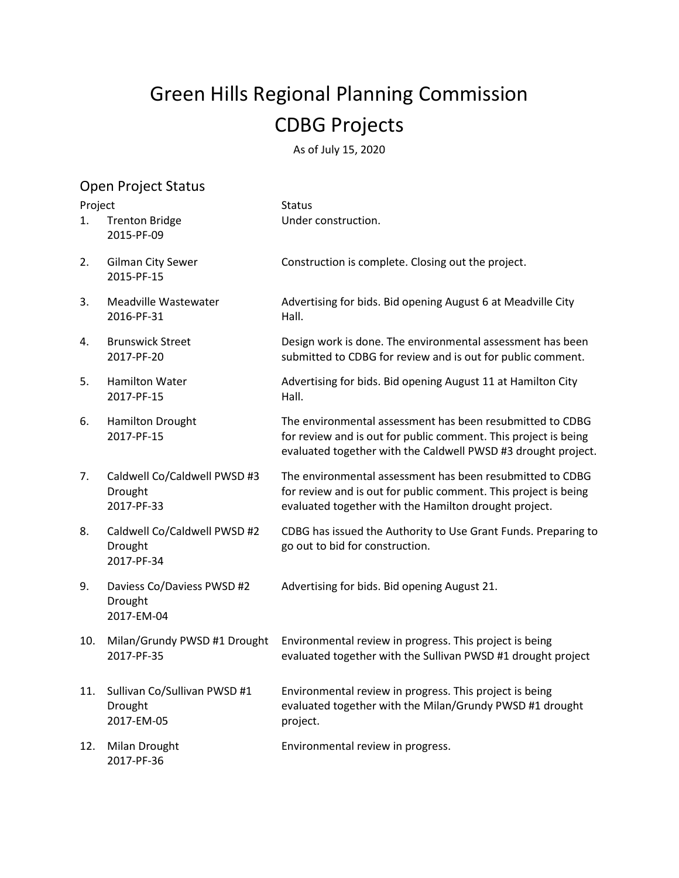# Green Hills Regional Planning Commission

# CDBG Projects

As of July 15, 2020

## Open Project Status

| | Project | Status |
|---|---|---|
| 1. | Trenton Bridge<br>2015-PF-09 | Under construction. |
| 2. | Gilman City Sewer<br>2015-PF-15 | Construction is complete. Closing out the project. |
| 3. | Meadville Wastewater<br>2016-PF-31 | Advertising for bids. Bid opening August 6 at Meadville City Hall. |
| 4. | Brunswick Street<br>2017-PF-20 | Design work is done. The environmental assessment has been submitted to CDBG for review and is out for public comment. |
| 5. | Hamilton Water<br>2017-PF-15 | Advertising for bids. Bid opening August 11 at Hamilton City Hall. |
| 6. | Hamilton Drought<br>2017-PF-15 | The environmental assessment has been resubmitted to CDBG for review and is out for public comment. This project is being evaluated together with the Caldwell PWSD #3 drought project. |
| 7. | Caldwell Co/Caldwell PWSD #3 Drought<br>2017-PF-33 | The environmental assessment has been resubmitted to CDBG for review and is out for public comment. This project is being evaluated together with the Hamilton drought project. |
| 8. | Caldwell Co/Caldwell PWSD #2 Drought<br>2017-PF-34 | CDBG has issued the Authority to Use Grant Funds. Preparing to go out to bid for construction. |
| 9. | Daviess Co/Daviess PWSD #2 Drought<br>2017-EM-04 | Advertising for bids. Bid opening August 21. |
| 10. | Milan/Grundy PWSD #1 Drought<br>2017-PF-35 | Environmental review in progress. This project is being evaluated together with the Sullivan PWSD #1 drought project |
| 11. | Sullivan Co/Sullivan PWSD #1 Drought<br>2017-EM-05 | Environmental review in progress. This project is being evaluated together with the Milan/Grundy PWSD #1 drought project. |
| 12. | Milan Drought<br>2017-PF-36 | Environmental review in progress. |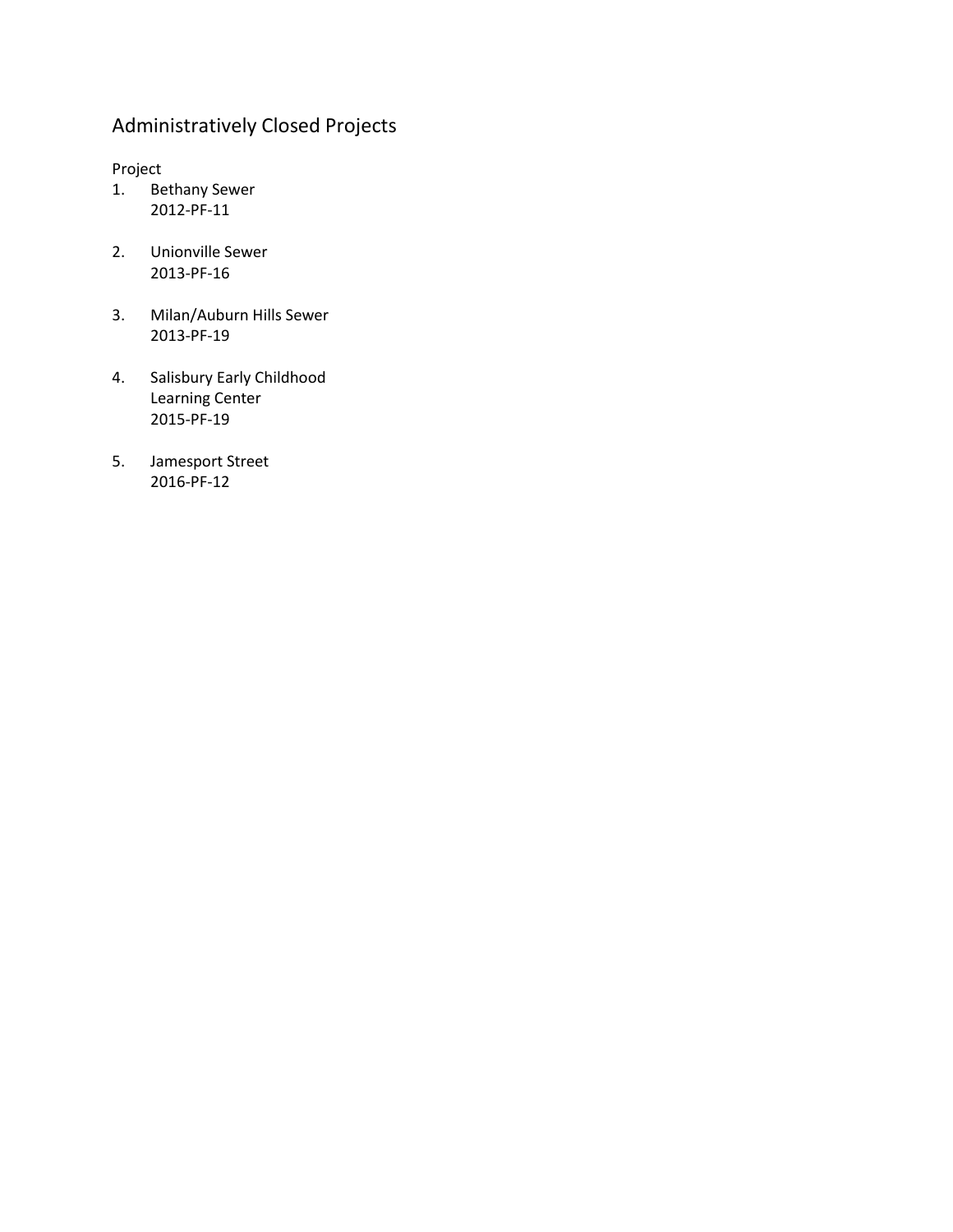## Administratively Closed Projects

Project

1. Bethany Sewer
   2012-PF-11

2. Unionville Sewer
   2013-PF-16

3. Milan/Auburn Hills Sewer
   2013-PF-19

4. Salisbury Early Childhood
   Learning Center
   2015-PF-19

5. Jamesport Street
   2016-PF-12